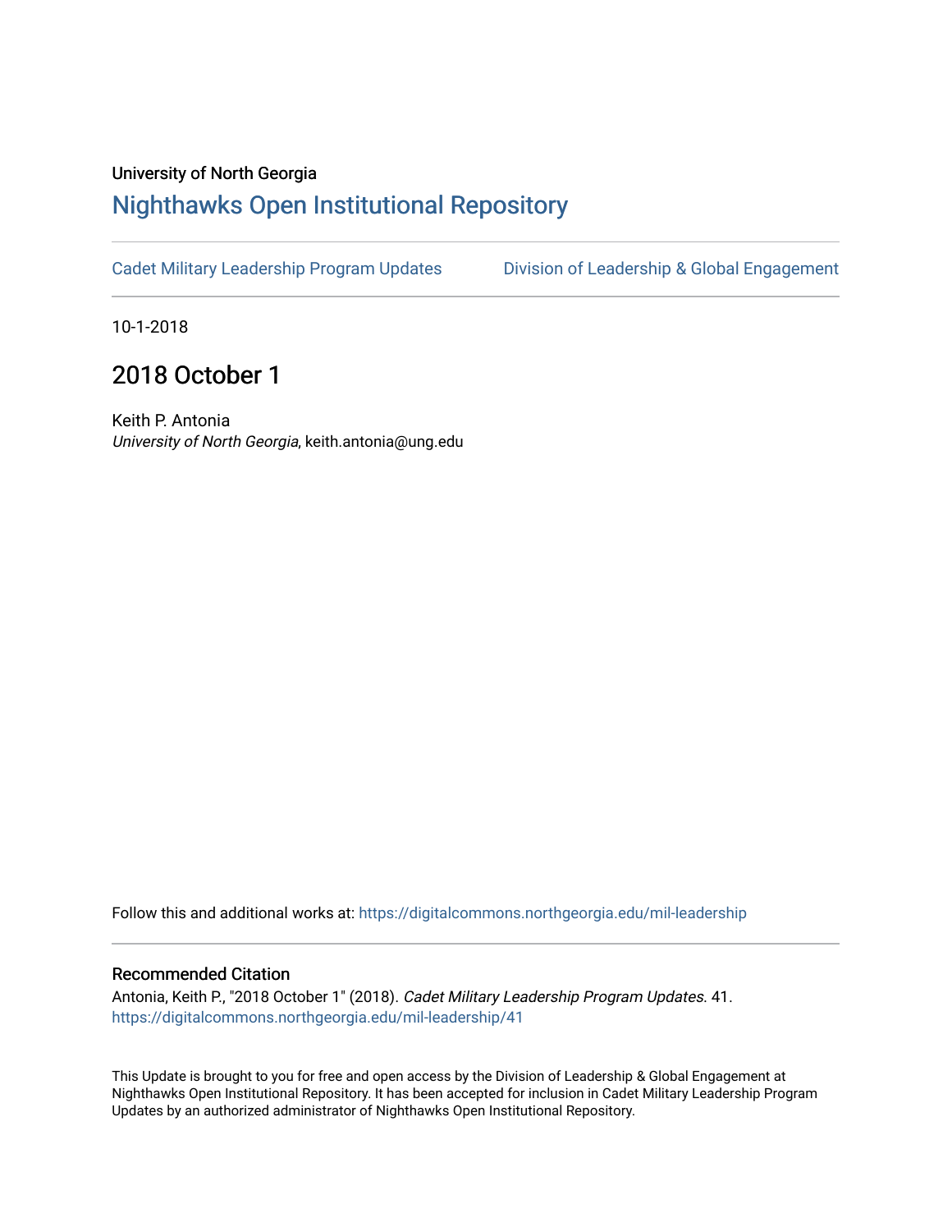University of North Georgia

# Nighthawks Open Institutional Repository

Cadet Military Leadership Program Updates | Division of Leadership & Global Engagement

10-1-2018

## 2018 October 1

Keith P. Antonia
*University of North Georgia*, keith.antonia@ung.edu

Follow this and additional works at: https://digitalcommons.northgeorgia.edu/mil-leadership

### Recommended Citation

Antonia, Keith P., "2018 October 1" (2018). *Cadet Military Leadership Program Updates*. 41.
https://digitalcommons.northgeorgia.edu/mil-leadership/41

This Update is brought to you for free and open access by the Division of Leadership & Global Engagement at Nighthawks Open Institutional Repository. It has been accepted for inclusion in Cadet Military Leadership Program Updates by an authorized administrator of Nighthawks Open Institutional Repository.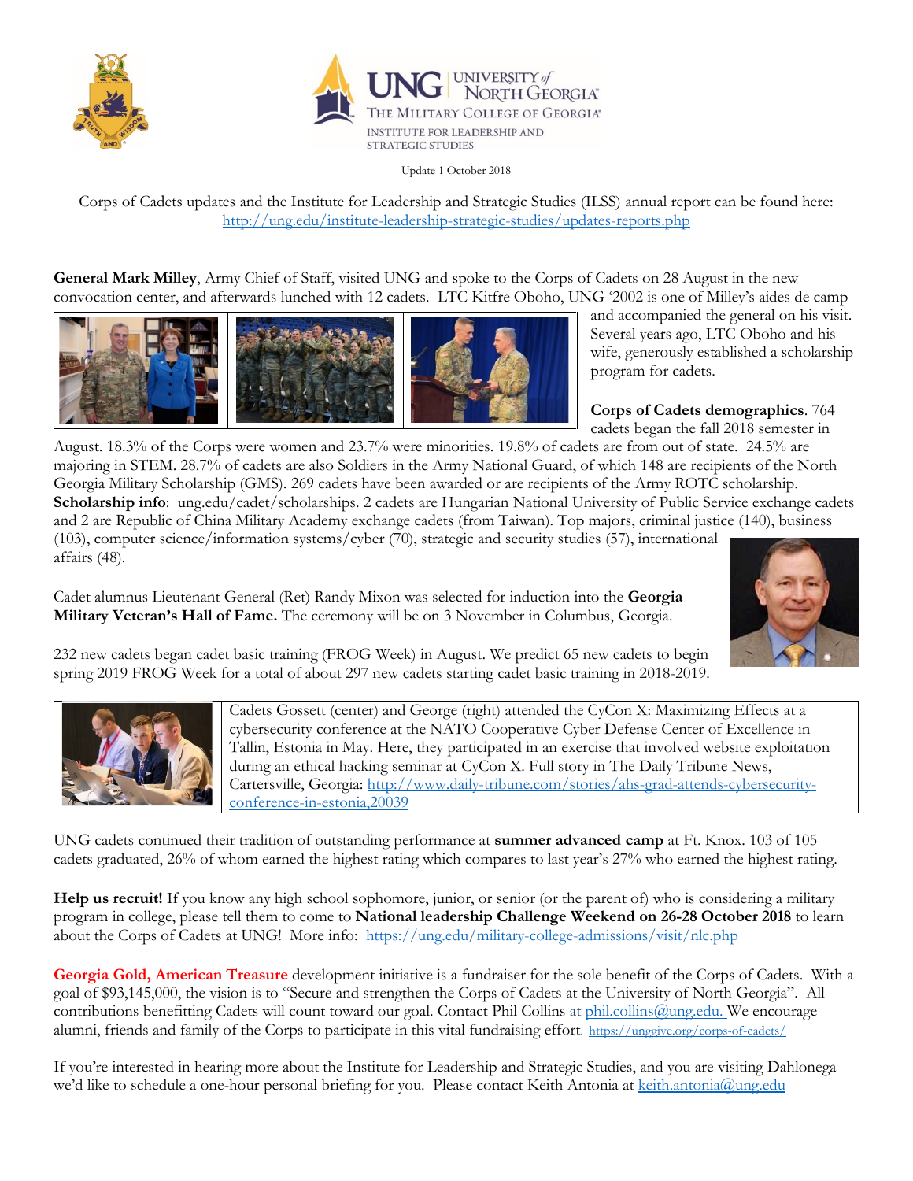UNG UNIVERSITY of NORTH GEORGIA
THE MILITARY COLLEGE OF GEORGIA
INSTITUTE FOR LEADERSHIP AND STRATEGIC STUDIES

Update 1 October 2018

Corps of Cadets updates and the Institute for Leadership and Strategic Studies (ILSS) annual report can be found here: http://ung.edu/institute-leadership-strategic-studies/updates-reports.php

**General Mark Milley**, Army Chief of Staff, visited UNG and spoke to the Corps of Cadets on 28 August in the new convocation center, and afterwards lunched with 12 cadets. LTC Kitfre Oboho, UNG '2002 is one of Milley's aides de camp and accompanied the general on his visit. Several years ago, LTC Oboho and his wife, generously established a scholarship program for cadets.

**Corps of Cadets demographics**. 764 cadets began the fall 2018 semester in August. 18.3% of the Corps were women and 23.7% were minorities. 19.8% of cadets are from out of state. 24.5% are majoring in STEM. 28.7% of cadets are also Soldiers in the Army National Guard, of which 148 are recipients of the North Georgia Military Scholarship (GMS). 269 cadets have been awarded or are recipients of the Army ROTC scholarship. **Scholarship info**: ung.edu/cadet/scholarships. 2 cadets are Hungarian National University of Public Service exchange cadets and 2 are Republic of China Military Academy exchange cadets (from Taiwan). Top majors, criminal justice (140), business (103), computer science/information systems/cyber (70), strategic and security studies (57), international affairs (48).

Cadet alumnus Lieutenant General (Ret) Randy Mixon was selected for induction into the **Georgia Military Veteran's Hall of Fame.** The ceremony will be on 3 November in Columbus, Georgia.

232 new cadets began cadet basic training (FROG Week) in August. We predict 65 new cadets to begin spring 2019 FROG Week for a total of about 297 new cadets starting cadet basic training in 2018-2019.

Cadets Gossett (center) and George (right) attended the CyCon X: Maximizing Effects at a cybersecurity conference at the NATO Cooperative Cyber Defense Center of Excellence in Tallin, Estonia in May. Here, they participated in an exercise that involved website exploitation during an ethical hacking seminar at CyCon X. Full story in The Daily Tribune News, Cartersville, Georgia: http://www.daily-tribune.com/stories/ahs-grad-attends-cybersecurity-conference-in-estonia,20039

UNG cadets continued their tradition of outstanding performance at **summer advanced camp** at Ft. Knox. 103 of 105 cadets graduated, 26% of whom earned the highest rating which compares to last year's 27% who earned the highest rating.

**Help us recruit!** If you know any high school sophomore, junior, or senior (or the parent of) who is considering a military program in college, please tell them to come to **National leadership Challenge Weekend on 26-28 October 2018** to learn about the Corps of Cadets at UNG! More info: https://ung.edu/military-college-admissions/visit/nlc.php

**Georgia Gold, American Treasure** development initiative is a fundraiser for the sole benefit of the Corps of Cadets. With a goal of $93,145,000, the vision is to "Secure and strengthen the Corps of Cadets at the University of North Georgia". All contributions benefitting Cadets will count toward our goal. Contact Phil Collins at phil.collins@ung.edu. We encourage alumni, friends and family of the Corps to participate in this vital fundraising effort. https://unggive.org/corps-of-cadets/

If you're interested in hearing more about the Institute for Leadership and Strategic Studies, and you are visiting Dahlonega we'd like to schedule a one-hour personal briefing for you. Please contact Keith Antonia at keith.antonia@ung.edu